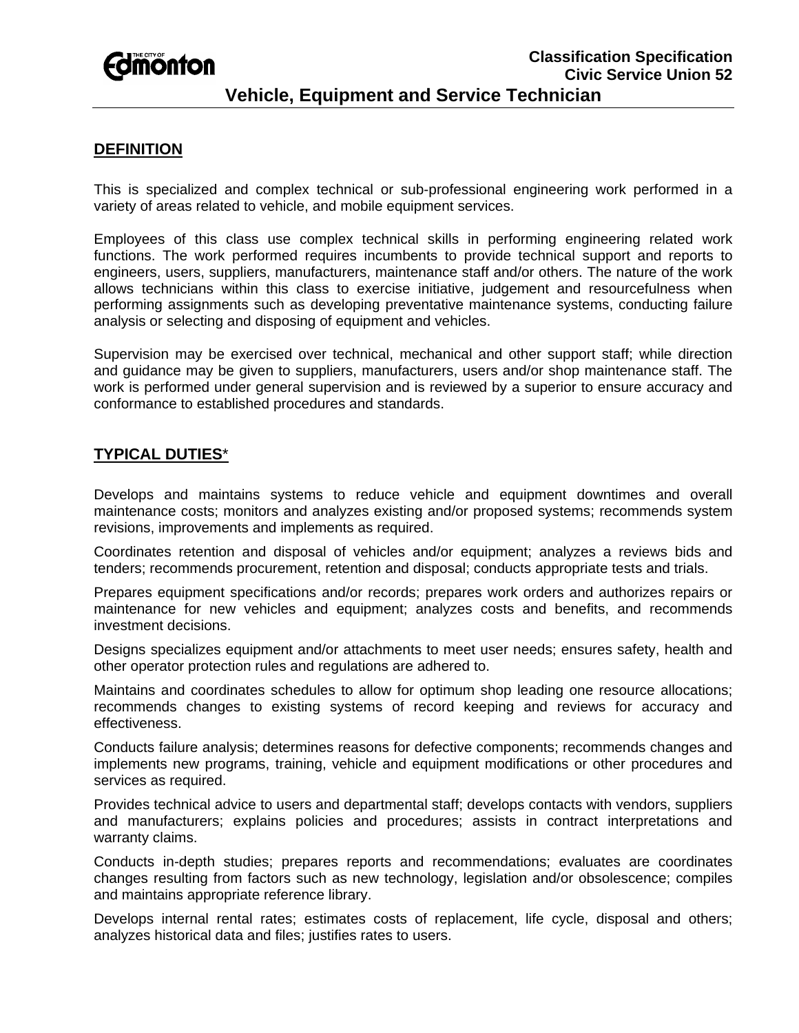Classification Specification
Civic Service Union 52

# Vehicle, Equipment and Service Technician

## DEFINITION

This is specialized and complex technical or sub-professional engineering work performed in a variety of areas related to vehicle, and mobile equipment services.

Employees of this class use complex technical skills in performing engineering related work functions. The work performed requires incumbents to provide technical support and reports to engineers, users, suppliers, manufacturers, maintenance staff and/or others. The nature of the work allows technicians within this class to exercise initiative, judgement and resourcefulness when performing assignments such as developing preventative maintenance systems, conducting failure analysis or selecting and disposing of equipment and vehicles.

Supervision may be exercised over technical, mechanical and other support staff; while direction and guidance may be given to suppliers, manufacturers, users and/or shop maintenance staff. The work is performed under general supervision and is reviewed by a superior to ensure accuracy and conformance to established procedures and standards.

## TYPICAL DUTIES*

Develops and maintains systems to reduce vehicle and equipment downtimes and overall maintenance costs; monitors and analyzes existing and/or proposed systems; recommends system revisions, improvements and implements as required.

Coordinates retention and disposal of vehicles and/or equipment; analyzes a reviews bids and tenders; recommends procurement, retention and disposal; conducts appropriate tests and trials.

Prepares equipment specifications and/or records; prepares work orders and authorizes repairs or maintenance for new vehicles and equipment; analyzes costs and benefits, and recommends investment decisions.

Designs specializes equipment and/or attachments to meet user needs; ensures safety, health and other operator protection rules and regulations are adhered to.

Maintains and coordinates schedules to allow for optimum shop leading one resource allocations; recommends changes to existing systems of record keeping and reviews for accuracy and effectiveness.

Conducts failure analysis; determines reasons for defective components; recommends changes and implements new programs, training, vehicle and equipment modifications or other procedures and services as required.

Provides technical advice to users and departmental staff; develops contacts with vendors, suppliers and manufacturers; explains policies and procedures; assists in contract interpretations and warranty claims.

Conducts in-depth studies; prepares reports and recommendations; evaluates are coordinates changes resulting from factors such as new technology, legislation and/or obsolescence; compiles and maintains appropriate reference library.

Develops internal rental rates; estimates costs of replacement, life cycle, disposal and others; analyzes historical data and files; justifies rates to users.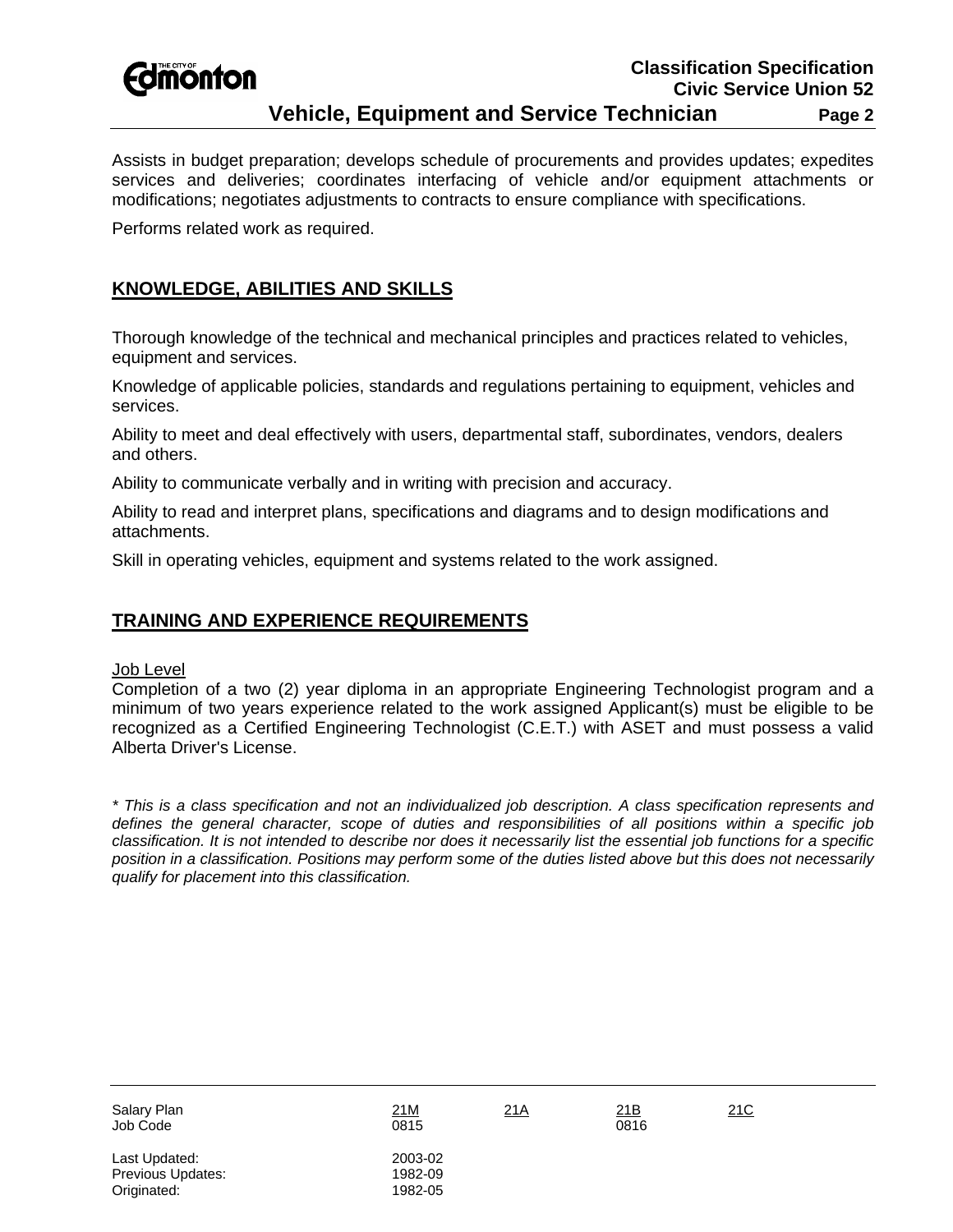Assists in budget preparation; develops schedule of procurements and provides updates; expedites services and deliveries; coordinates interfacing of vehicle and/or equipment attachments or modifications; negotiates adjustments to contracts to ensure compliance with specifications.

Performs related work as required.

## KNOWLEDGE, ABILITIES AND SKILLS

Thorough knowledge of the technical and mechanical principles and practices related to vehicles, equipment and services.

Knowledge of applicable policies, standards and regulations pertaining to equipment, vehicles and services.

Ability to meet and deal effectively with users, departmental staff, subordinates, vendors, dealers and others.

Ability to communicate verbally and in writing with precision and accuracy.

Ability to read and interpret plans, specifications and diagrams and to design modifications and attachments.

Skill in operating vehicles, equipment and systems related to the work assigned.

## TRAINING AND EXPERIENCE REQUIREMENTS

Job Level

Completion of a two (2) year diploma in an appropriate Engineering Technologist program and a minimum of two years experience related to the work assigned Applicant(s) must be eligible to be recognized as a Certified Engineering Technologist (C.E.T.) with ASET and must possess a valid Alberta Driver's License.

*\* This is a class specification and not an individualized job description. A class specification represents and defines the general character, scope of duties and responsibilities of all positions within a specific job classification. It is not intended to describe nor does it necessarily list the essential job functions for a specific position in a classification. Positions may perform some of the duties listed above but this does not necessarily qualify for placement into this classification.*

| | | | | |
|---|---|---|---|---|
| Salary Plan | 21M | 21A | 21B | 21C |
| Job Code | 0815 | | 0816 | |
| Last Updated: | 2003-02 | | | |
| Previous Updates: | 1982-09 | | | |
| Originated: | 1982-05 | | | |